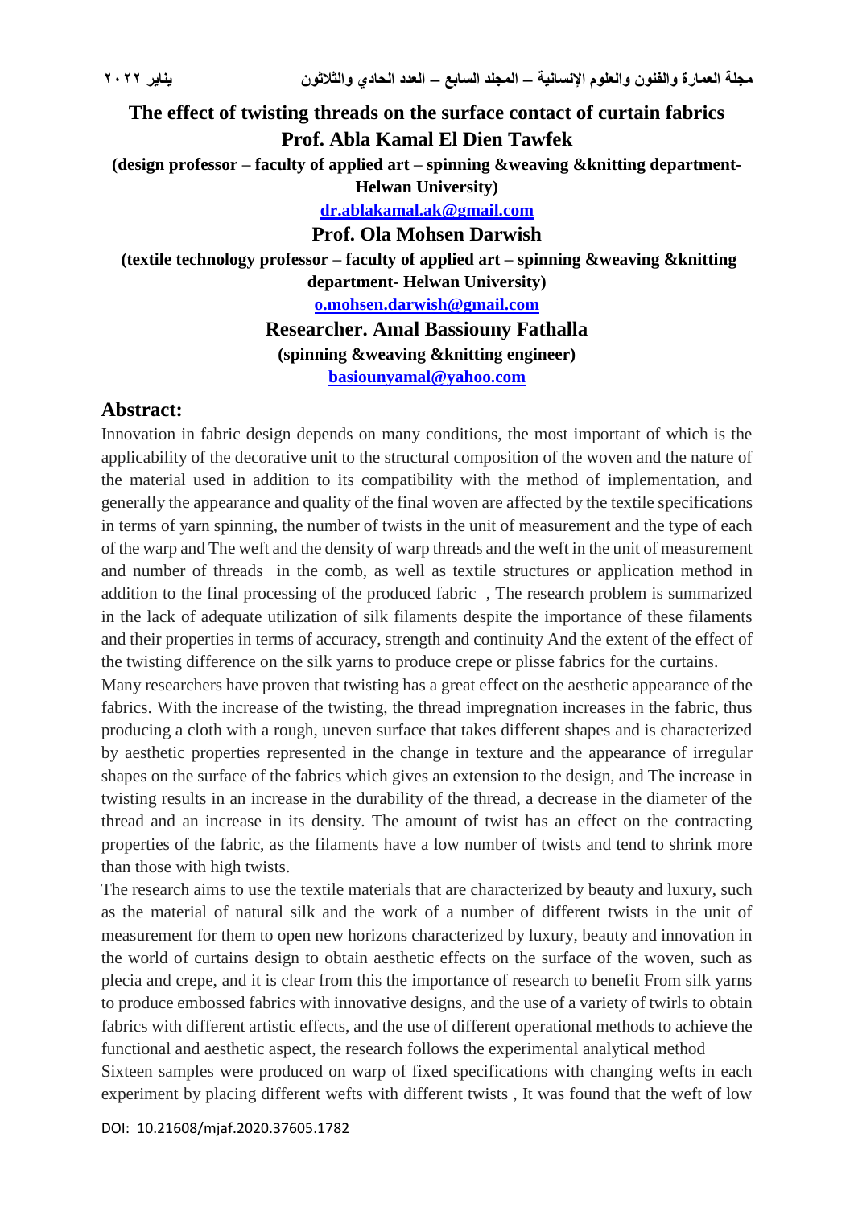# The effect of twisting threads on the surface contact of curtain fabrics

**Prof. Abla Kamal El Dien Tawfek**

**(design professor – faculty of applied art – spinning &weaving &knitting department- Helwan University)**

dr.ablakamal.ak@gmail.com

**Prof. Ola Mohsen Darwish**

**(textile technology professor – faculty of applied art – spinning &weaving &knitting department- Helwan University)**

o.mohsen.darwish@gmail.com

**Researcher. Amal Bassiouny Fathalla**

**(spinning &weaving &knitting engineer)**

basiounyamal@yahoo.com

## Abstract:

Innovation in fabric design depends on many conditions, the most important of which is the applicability of the decorative unit to the structural composition of the woven and the nature of the material used in addition to its compatibility with the method of implementation, and generally the appearance and quality of the final woven are affected by the textile specifications in terms of yarn spinning, the number of twists in the unit of measurement and the type of each of the warp and The weft and the density of warp threads and the weft in the unit of measurement and number of threads in the comb, as well as textile structures or application method in addition to the final processing of the produced fabric , The research problem is summarized in the lack of adequate utilization of silk filaments despite the importance of these filaments and their properties in terms of accuracy, strength and continuity And the extent of the effect of the twisting difference on the silk yarns to produce crepe or plisse fabrics for the curtains.

Many researchers have proven that twisting has a great effect on the aesthetic appearance of the fabrics. With the increase of the twisting, the thread impregnation increases in the fabric, thus producing a cloth with a rough, uneven surface that takes different shapes and is characterized by aesthetic properties represented in the change in texture and the appearance of irregular shapes on the surface of the fabrics which gives an extension to the design, and The increase in twisting results in an increase in the durability of the thread, a decrease in the diameter of the thread and an increase in its density. The amount of twist has an effect on the contracting properties of the fabric, as the filaments have a low number of twists and tend to shrink more than those with high twists.

The research aims to use the textile materials that are characterized by beauty and luxury, such as the material of natural silk and the work of a number of different twists in the unit of measurement for them to open new horizons characterized by luxury, beauty and innovation in the world of curtains design to obtain aesthetic effects on the surface of the woven, such as plecia and crepe, and it is clear from this the importance of research to benefit From silk yarns to produce embossed fabrics with innovative designs, and the use of a variety of twirls to obtain fabrics with different artistic effects, and the use of different operational methods to achieve the functional and aesthetic aspect, the research follows the experimental analytical method

Sixteen samples were produced on warp of fixed specifications with changing wefts in each experiment by placing different wefts with different twists , It was found that the weft of low

DOI: 10.21608/mjaf.2020.37605.1782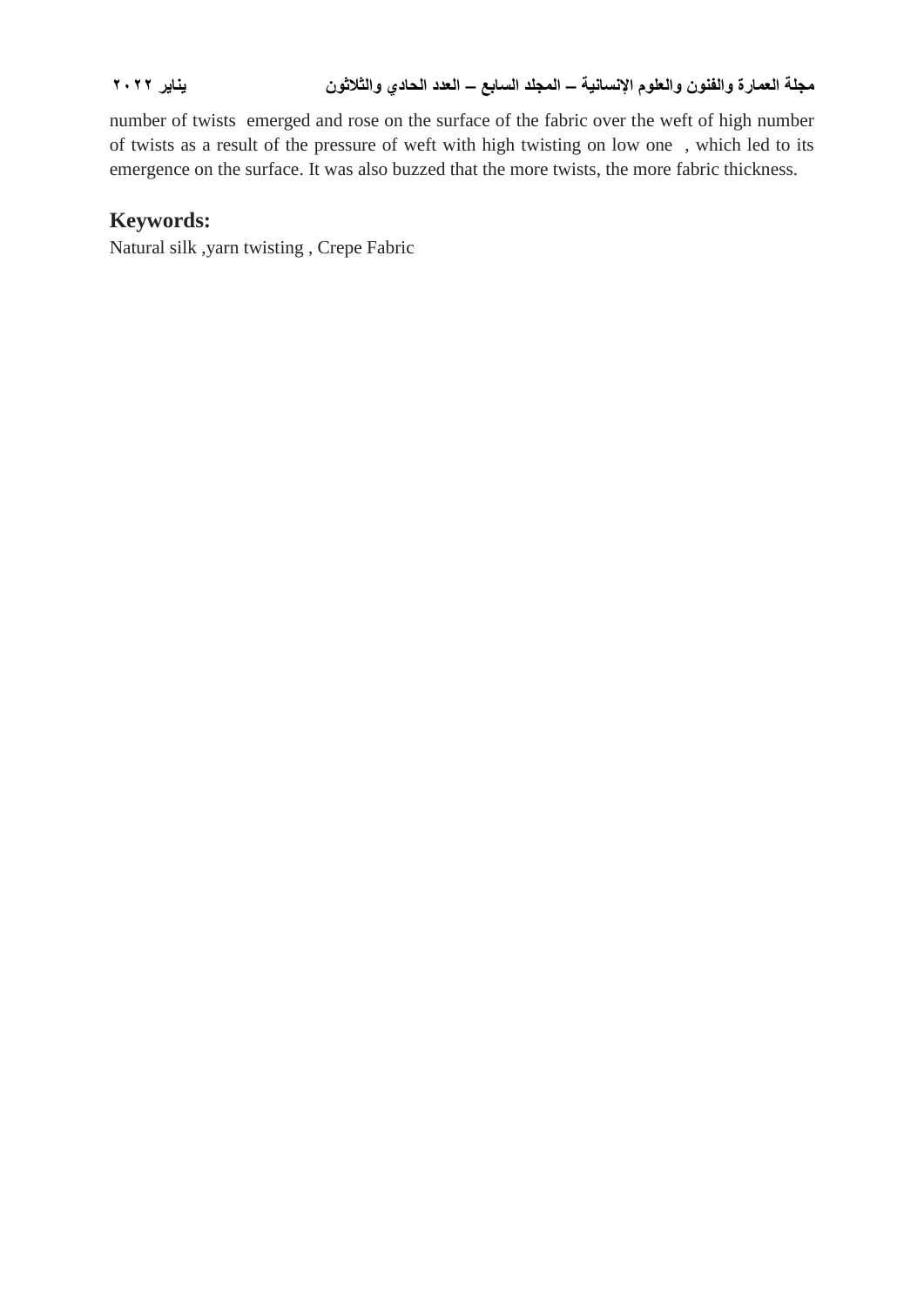number of twists emerged and rose on the surface of the fabric over the weft of high number of twists as a result of the pressure of weft with high twisting on low one , which led to its emergence on the surface. It was also buzzed that the more twists, the more fabric thickness.

## Keywords:

Natural silk ,yarn twisting , Crepe Fabric